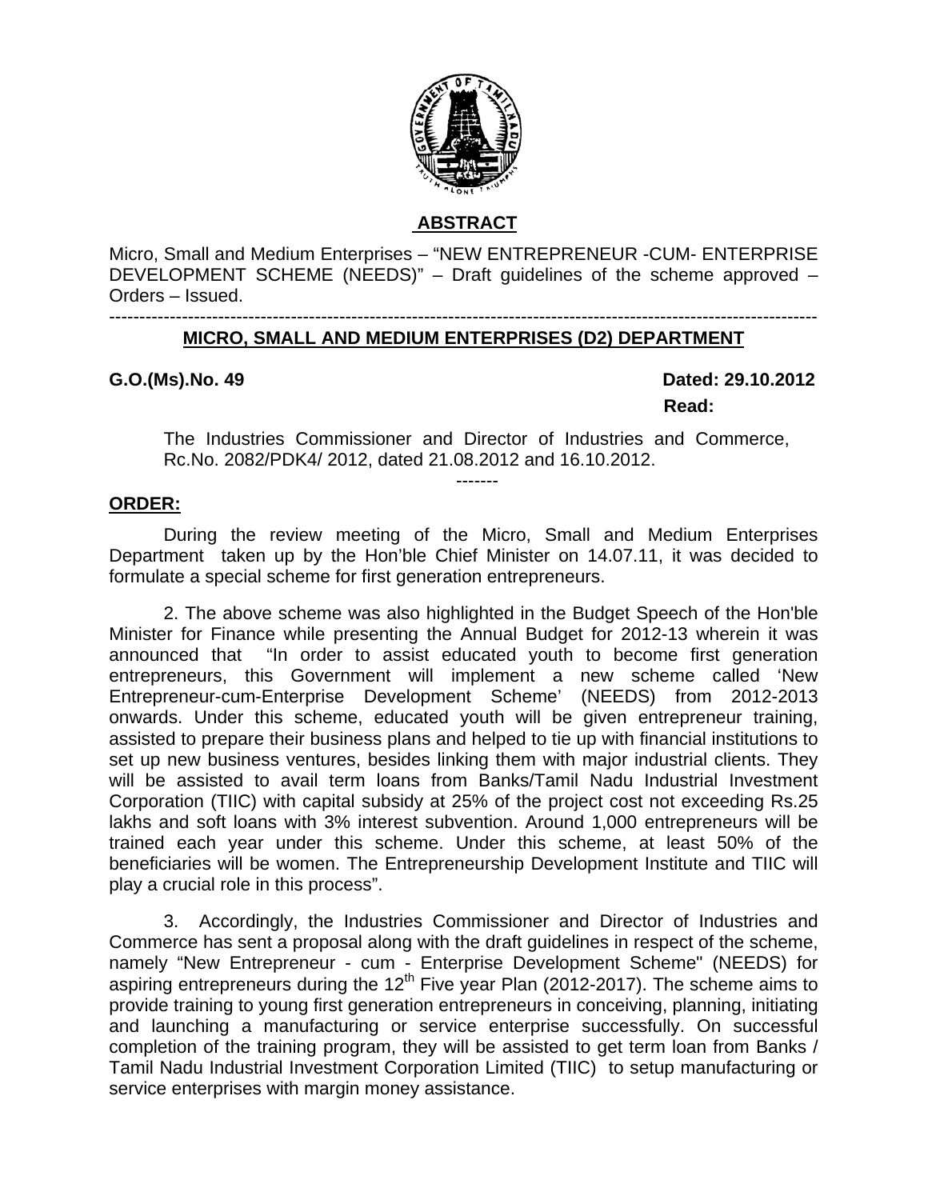**ABSTRACT**

Micro, Small and Medium Enterprises – "NEW ENTREPRENEUR -CUM- ENTERPRISE DEVELOPMENT SCHEME (NEEDS)" – Draft guidelines of the scheme approved – Orders – Issued.

---

**MICRO, SMALL AND MEDIUM ENTERPRISES (D2) DEPARTMENT**

**G.O.(Ms).No. 49** **Dated: 29.10.2012**

**Read:**

The Industries Commissioner and Director of Industries and Commerce, Rc.No. 2082/PDK4/ 2012, dated 21.08.2012 and 16.10.2012.

-------

**ORDER:**

During the review meeting of the Micro, Small and Medium Enterprises Department taken up by the Hon'ble Chief Minister on 14.07.11, it was decided to formulate a special scheme for first generation entrepreneurs.

2. The above scheme was also highlighted in the Budget Speech of the Hon'ble Minister for Finance while presenting the Annual Budget for 2012-13 wherein it was announced that "In order to assist educated youth to become first generation entrepreneurs, this Government will implement a new scheme called 'New Entrepreneur-cum-Enterprise Development Scheme' (NEEDS) from 2012-2013 onwards. Under this scheme, educated youth will be given entrepreneur training, assisted to prepare their business plans and helped to tie up with financial institutions to set up new business ventures, besides linking them with major industrial clients. They will be assisted to avail term loans from Banks/Tamil Nadu Industrial Investment Corporation (TIIC) with capital subsidy at 25% of the project cost not exceeding Rs.25 lakhs and soft loans with 3% interest subvention. Around 1,000 entrepreneurs will be trained each year under this scheme. Under this scheme, at least 50% of the beneficiaries will be women. The Entrepreneurship Development Institute and TIIC will play a crucial role in this process".

3. Accordingly, the Industries Commissioner and Director of Industries and Commerce has sent a proposal along with the draft guidelines in respect of the scheme, namely "New Entrepreneur - cum - Enterprise Development Scheme" (NEEDS) for aspiring entrepreneurs during the 12th Five year Plan (2012-2017). The scheme aims to provide training to young first generation entrepreneurs in conceiving, planning, initiating and launching a manufacturing or service enterprise successfully. On successful completion of the training program, they will be assisted to get term loan from Banks / Tamil Nadu Industrial Investment Corporation Limited (TIIC) to setup manufacturing or service enterprises with margin money assistance.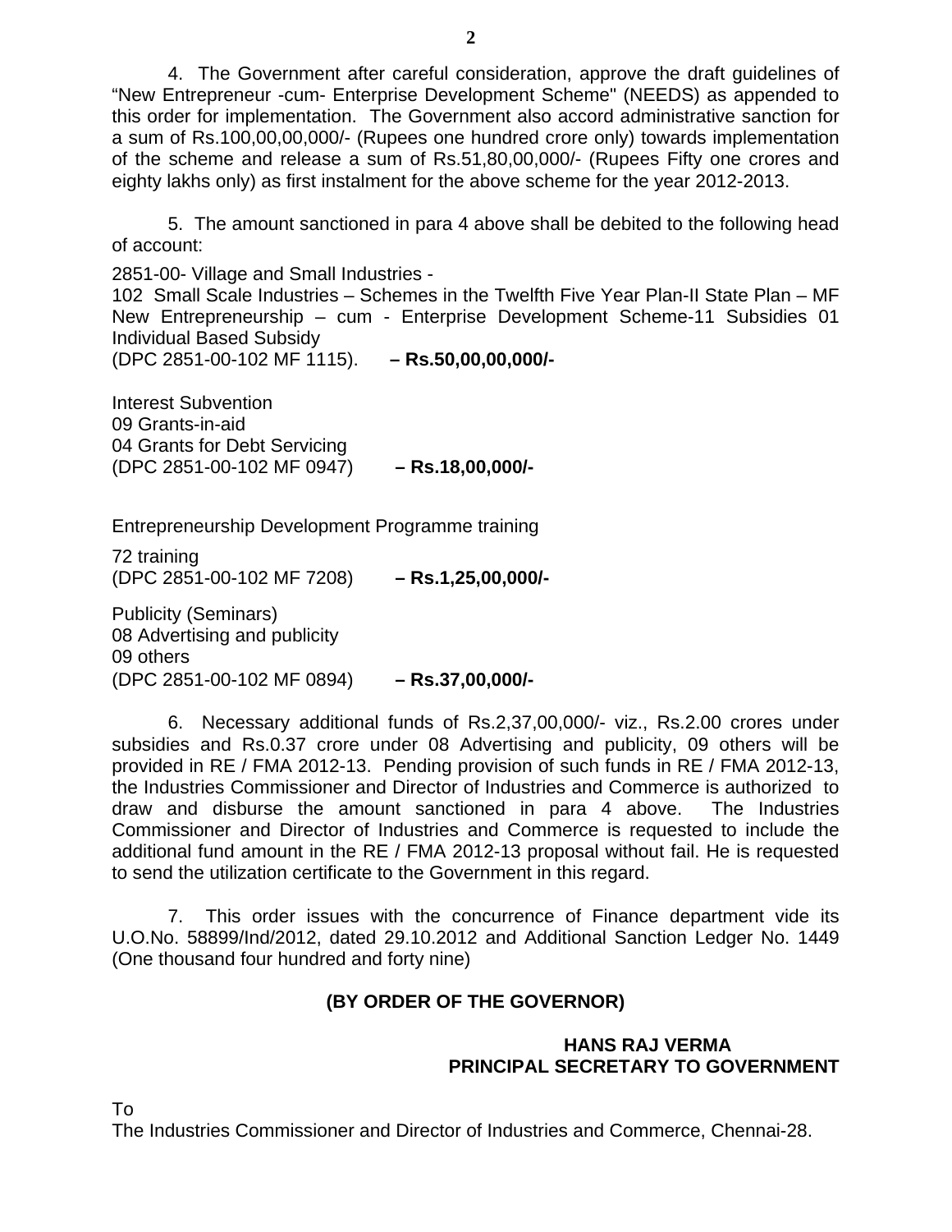4. The Government after careful consideration, approve the draft guidelines of “New Entrepreneur -cum- Enterprise Development Scheme" (NEEDS) as appended to this order for implementation. The Government also accord administrative sanction for a sum of Rs.100,00,00,000/- (Rupees one hundred crore only) towards implementation of the scheme and release a sum of Rs.51,80,00,000/- (Rupees Fifty one crores and eighty lakhs only) as first instalment for the above scheme for the year 2012-2013.

5. The amount sanctioned in para 4 above shall be debited to the following head of account:

2851-00- Village and Small Industries -
102 Small Scale Industries – Schemes in the Twelfth Five Year Plan-II State Plan – MF New Entrepreneurship – cum - Enterprise Development Scheme-11 Subsidies 01 Individual Based Subsidy
(DPC 2851-00-102 MF 1115). **– Rs.50,00,00,000/-**

Interest Subvention
09 Grants-in-aid
04 Grants for Debt Servicing
(DPC 2851-00-102 MF 0947) **– Rs.18,00,000/-**

Entrepreneurship Development Programme training

72 training
(DPC 2851-00-102 MF 7208) **– Rs.1,25,00,000/-**

Publicity (Seminars)
08 Advertising and publicity
09 others
(DPC 2851-00-102 MF 0894) **– Rs.37,00,000/-**

6. Necessary additional funds of Rs.2,37,00,000/- viz., Rs.2.00 crores under subsidies and Rs.0.37 crore under 08 Advertising and publicity, 09 others will be provided in RE / FMA 2012-13. Pending provision of such funds in RE / FMA 2012-13, the Industries Commissioner and Director of Industries and Commerce is authorized to draw and disburse the amount sanctioned in para 4 above. The Industries Commissioner and Director of Industries and Commerce is requested to include the additional fund amount in the RE / FMA 2012-13 proposal without fail. He is requested to send the utilization certificate to the Government in this regard.

7. This order issues with the concurrence of Finance department vide its U.O.No. 58899/Ind/2012, dated 29.10.2012 and Additional Sanction Ledger No. 1449 (One thousand four hundred and forty nine)

**(BY ORDER OF THE GOVERNOR)**

**HANS RAJ VERMA**
**PRINCIPAL SECRETARY TO GOVERNMENT**

To
The Industries Commissioner and Director of Industries and Commerce, Chennai-28.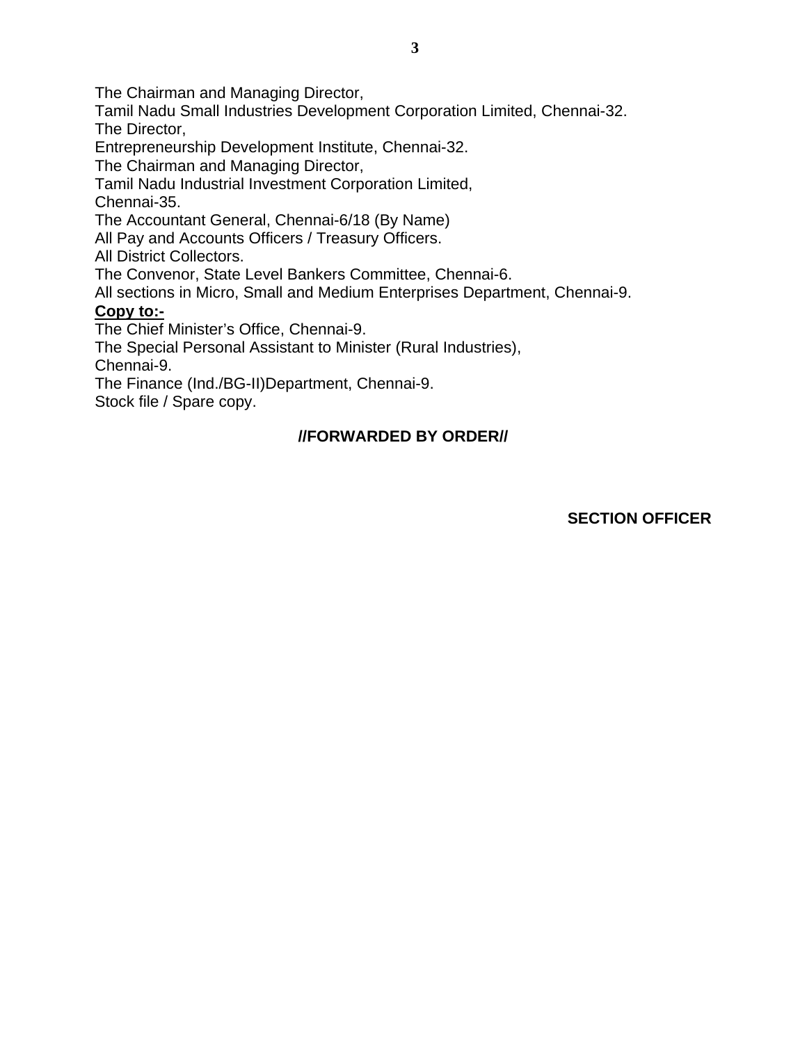The Chairman and Managing Director,
Tamil Nadu Small Industries Development Corporation Limited, Chennai-32.
The Director,
Entrepreneurship Development Institute, Chennai-32.
The Chairman and Managing Director,
Tamil Nadu Industrial Investment Corporation Limited,
Chennai-35.
The Accountant General, Chennai-6/18 (By Name)
All Pay and Accounts Officers / Treasury Officers.
All District Collectors.
The Convenor, State Level Bankers Committee, Chennai-6.
All sections in Micro, Small and Medium Enterprises Department, Chennai-9.

**Copy to:-**

The Chief Minister's Office, Chennai-9.
The Special Personal Assistant to Minister (Rural Industries),
Chennai-9.
The Finance (Ind./BG-II)Department, Chennai-9.
Stock file / Spare copy.

**//FORWARDED BY ORDER//**

**SECTION OFFICER**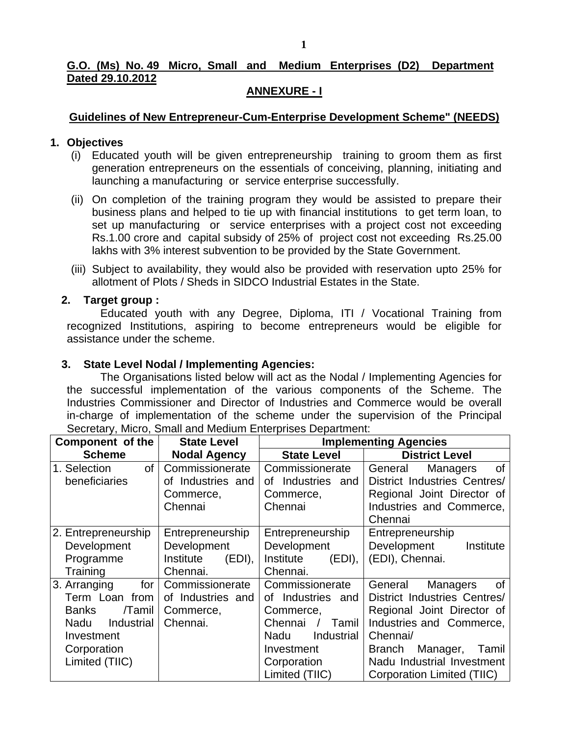**G.O. (Ms) No. 49 Micro, Small and Medium Enterprises (D2) Department Dated 29.10.2012**

**ANNEXURE - I**

**Guidelines of New Entrepreneur-Cum-Enterprise Development Scheme" (NEEDS)**

## 1. Objectives

(i) Educated youth will be given entrepreneurship training to groom them as first generation entrepreneurs on the essentials of conceiving, planning, initiating and launching a manufacturing or service enterprise successfully.

(ii) On completion of the training program they would be assisted to prepare their business plans and helped to tie up with financial institutions to get term loan, to set up manufacturing or service enterprises with a project cost not exceeding Rs.1.00 crore and capital subsidy of 25% of project cost not exceeding Rs.25.00 lakhs with 3% interest subvention to be provided by the State Government.

(iii) Subject to availability, they would also be provided with reservation upto 25% for allotment of Plots / Sheds in SIDCO Industrial Estates in the State.

## 2. Target group :

Educated youth with any Degree, Diploma, ITI / Vocational Training from recognized Institutions, aspiring to become entrepreneurs would be eligible for assistance under the scheme.

## 3. State Level Nodal / Implementing Agencies:

The Organisations listed below will act as the Nodal / Implementing Agencies for the successful implementation of the various components of the Scheme. The Industries Commissioner and Director of Industries and Commerce would be overall in-charge of implementation of the scheme under the supervision of the Principal Secretary, Micro, Small and Medium Enterprises Department:

| Component of the Scheme | State Level Nodal Agency | Implementing Agencies | |
|---|---|---|---|
| | | State Level | District Level |
| 1. Selection of beneficiaries | Commissionerate of Industries and Commerce, Chennai | Commissionerate of Industries and Commerce, Chennai | General Managers of District Industries Centres/ Regional Joint Director of Industries and Commerce, Chennai |
| 2. Entrepreneurship Development Programme Training | Entrepreneurship Development Institute (EDI), Chennai. | Entrepreneurship Development Institute (EDI), Chennai. | Entrepreneurship Development Institute (EDI), Chennai. |
| 3. Arranging for Term Loan from Banks /Tamil Nadu Industrial Investment Corporation Limited (TIIC) | Commissionerate of Industries and Commerce, Chennai. | Commissionerate of Industries and Commerce, Chennai / Tamil Nadu Industrial Investment Corporation Limited (TIIC) | General Managers of District Industries Centres/ Regional Joint Director of Industries and Commerce, Chennai/ Branch Manager, Tamil Nadu Industrial Investment Corporation Limited (TIIC) |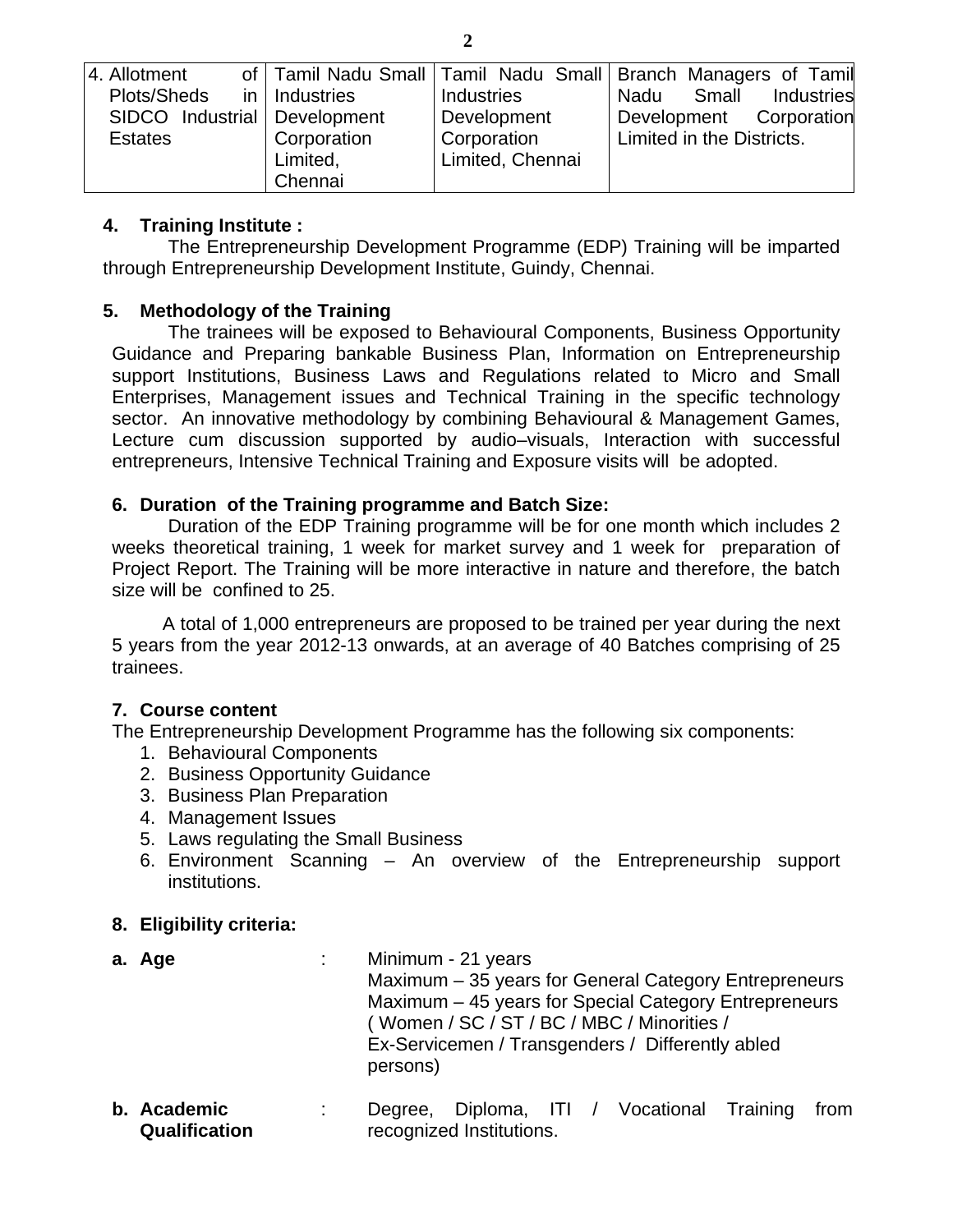| | | | |
|---|---|---|---|
| 4. Allotment of Plots/Sheds in SIDCO Industrial Estates | Tamil Nadu Small Industries Development Corporation Limited, Chennai | Tamil Nadu Small Industries Development Corporation Limited, Chennai | Branch Managers of Tamil Nadu Small Industries Development Corporation Limited in the Districts. |

**4. Training Institute :**

The Entrepreneurship Development Programme (EDP) Training will be imparted through Entrepreneurship Development Institute, Guindy, Chennai.

**5. Methodology of the Training**

The trainees will be exposed to Behavioural Components, Business Opportunity Guidance and Preparing bankable Business Plan, Information on Entrepreneurship support Institutions, Business Laws and Regulations related to Micro and Small Enterprises, Management issues and Technical Training in the specific technology sector. An innovative methodology by combining Behavioural & Management Games, Lecture cum discussion supported by audio–visuals, Interaction with successful entrepreneurs, Intensive Technical Training and Exposure visits will be adopted.

**6. Duration of the Training programme and Batch Size:**

Duration of the EDP Training programme will be for one month which includes 2 weeks theoretical training, 1 week for market survey and 1 week for preparation of Project Report. The Training will be more interactive in nature and therefore, the batch size will be confined to 25.

A total of 1,000 entrepreneurs are proposed to be trained per year during the next 5 years from the year 2012-13 onwards, at an average of 40 Batches comprising of 25 trainees.

**7. Course content**

The Entrepreneurship Development Programme has the following six components:

1. Behavioural Components
2. Business Opportunity Guidance
3. Business Plan Preparation
4. Management Issues
5. Laws regulating the Small Business
6. Environment Scanning – An overview of the Entrepreneurship support institutions.

**8. Eligibility criteria:**

**a. Age** : Minimum - 21 years
Maximum – 35 years for General Category Entrepreneurs
Maximum – 45 years for Special Category Entrepreneurs ( Women / SC / ST / BC / MBC / Minorities / Ex-Servicemen / Transgenders / Differently abled persons)

**b. Academic Qualification** : Degree, Diploma, ITI / Vocational Training from recognized Institutions.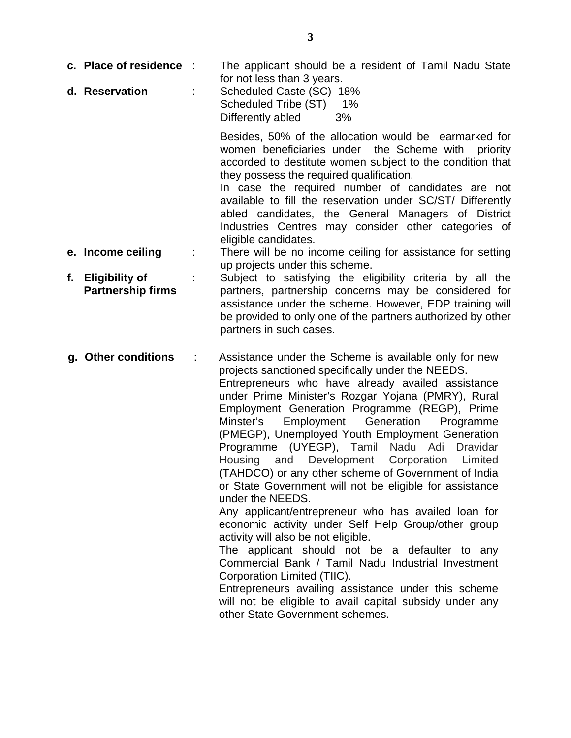**c. Place of residence** : The applicant should be a resident of Tamil Nadu State for not less than 3 years.

**d. Reservation** :

Scheduled Caste (SC) 18%
Scheduled Tribe (ST) 1%
Differently abled 3%

Besides, 50% of the allocation would be earmarked for women beneficiaries under the Scheme with priority accorded to destitute women subject to the condition that they possess the required qualification.

In case the required number of candidates are not available to fill the reservation under SC/ST/ Differently abled candidates, the General Managers of District Industries Centres may consider other categories of eligible candidates.

**e. Income ceiling** : There will be no income ceiling for assistance for setting up projects under this scheme.

**f. Eligibility of Partnership firms** : Subject to satisfying the eligibility criteria by all the partners, partnership concerns may be considered for assistance under the scheme. However, EDP training will be provided to only one of the partners authorized by other partners in such cases.

**g. Other conditions** :

Assistance under the Scheme is available only for new projects sanctioned specifically under the NEEDS.

Entrepreneurs who have already availed assistance under Prime Minister's Rozgar Yojana (PMRY), Rural Employment Generation Programme (REGP), Prime Minster's Employment Generation Programme (PMEGP), Unemployed Youth Employment Generation Programme (UYEGP), Tamil Nadu Adi Dravidar Housing and Development Corporation Limited (TAHDCO) or any other scheme of Government of India or State Government will not be eligible for assistance under the NEEDS.

Any applicant/entrepreneur who has availed loan for economic activity under Self Help Group/other group activity will also be not eligible.

The applicant should not be a defaulter to any Commercial Bank / Tamil Nadu Industrial Investment Corporation Limited (TIIC).

Entrepreneurs availing assistance under this scheme will not be eligible to avail capital subsidy under any other State Government schemes.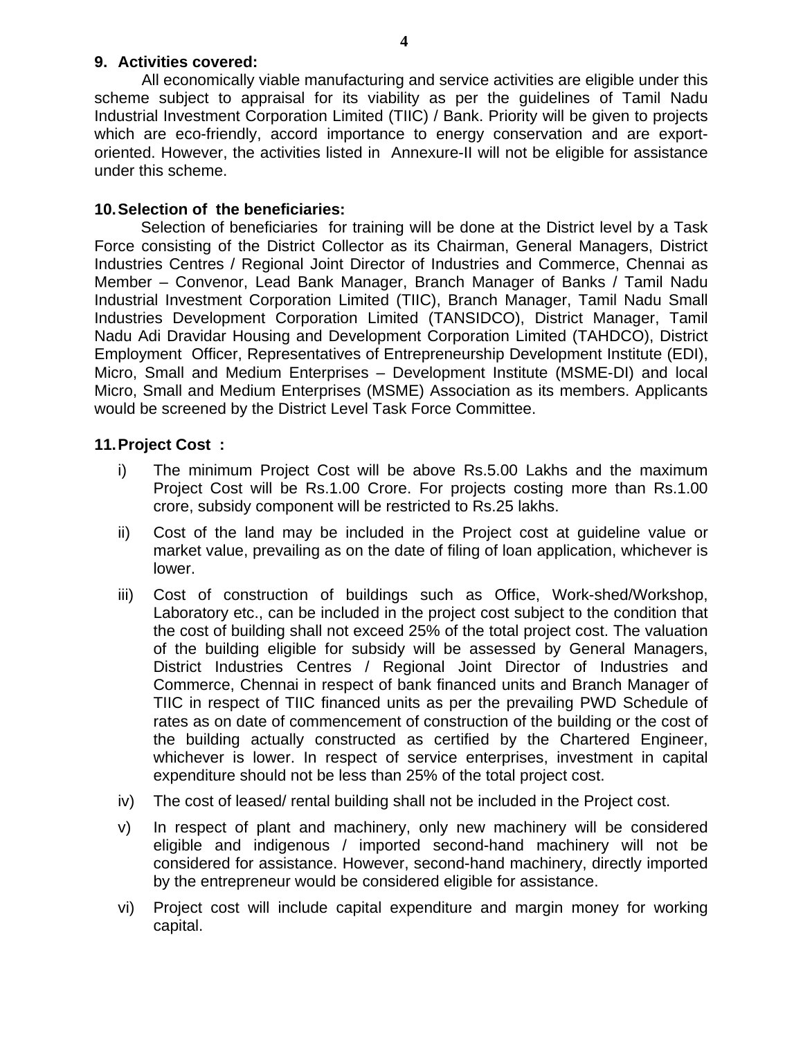## 9. Activities covered:

All economically viable manufacturing and service activities are eligible under this scheme subject to appraisal for its viability as per the guidelines of Tamil Nadu Industrial Investment Corporation Limited (TIIC) / Bank. Priority will be given to projects which are eco-friendly, accord importance to energy conservation and are export-oriented. However, the activities listed in Annexure-II will not be eligible for assistance under this scheme.

## 10. Selection of the beneficiaries:

Selection of beneficiaries for training will be done at the District level by a Task Force consisting of the District Collector as its Chairman, General Managers, District Industries Centres / Regional Joint Director of Industries and Commerce, Chennai as Member – Convenor, Lead Bank Manager, Branch Manager of Banks / Tamil Nadu Industrial Investment Corporation Limited (TIIC), Branch Manager, Tamil Nadu Small Industries Development Corporation Limited (TANSIDCO), District Manager, Tamil Nadu Adi Dravidar Housing and Development Corporation Limited (TAHDCO), District Employment Officer, Representatives of Entrepreneurship Development Institute (EDI), Micro, Small and Medium Enterprises – Development Institute (MSME-DI) and local Micro, Small and Medium Enterprises (MSME) Association as its members. Applicants would be screened by the District Level Task Force Committee.

## 11. Project Cost :

i) The minimum Project Cost will be above Rs.5.00 Lakhs and the maximum Project Cost will be Rs.1.00 Crore. For projects costing more than Rs.1.00 crore, subsidy component will be restricted to Rs.25 lakhs.

ii) Cost of the land may be included in the Project cost at guideline value or market value, prevailing as on the date of filing of loan application, whichever is lower.

iii) Cost of construction of buildings such as Office, Work-shed/Workshop, Laboratory etc., can be included in the project cost subject to the condition that the cost of building shall not exceed 25% of the total project cost. The valuation of the building eligible for subsidy will be assessed by General Managers, District Industries Centres / Regional Joint Director of Industries and Commerce, Chennai in respect of bank financed units and Branch Manager of TIIC in respect of TIIC financed units as per the prevailing PWD Schedule of rates as on date of commencement of construction of the building or the cost of the building actually constructed as certified by the Chartered Engineer, whichever is lower. In respect of service enterprises, investment in capital expenditure should not be less than 25% of the total project cost.

iv) The cost of leased/ rental building shall not be included in the Project cost.

v) In respect of plant and machinery, only new machinery will be considered eligible and indigenous / imported second-hand machinery will not be considered for assistance. However, second-hand machinery, directly imported by the entrepreneur would be considered eligible for assistance.

vi) Project cost will include capital expenditure and margin money for working capital.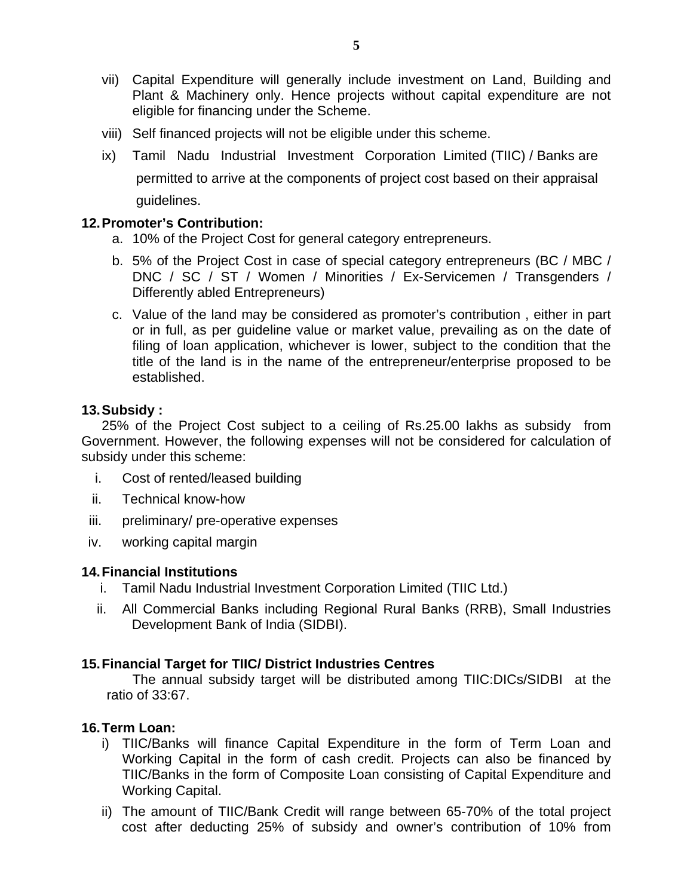vii) Capital Expenditure will generally include investment on Land, Building and Plant & Machinery only. Hence projects without capital expenditure are not eligible for financing under the Scheme.

viii) Self financed projects will not be eligible under this scheme.

ix) Tamil Nadu Industrial Investment Corporation Limited (TIIC) / Banks are permitted to arrive at the components of project cost based on their appraisal guidelines.

**12. Promoter's Contribution:**

a. 10% of the Project Cost for general category entrepreneurs.

b. 5% of the Project Cost in case of special category entrepreneurs (BC / MBC / DNC / SC / ST / Women / Minorities / Ex-Servicemen / Transgenders / Differently abled Entrepreneurs)

c. Value of the land may be considered as promoter's contribution , either in part or in full, as per guideline value or market value, prevailing as on the date of filing of loan application, whichever is lower, subject to the condition that the title of the land is in the name of the entrepreneur/enterprise proposed to be established.

**13. Subsidy :**

25% of the Project Cost subject to a ceiling of Rs.25.00 lakhs as subsidy from Government. However, the following expenses will not be considered for calculation of subsidy under this scheme:

i. Cost of rented/leased building
ii. Technical know-how
iii. preliminary/ pre-operative expenses
iv. working capital margin

**14. Financial Institutions**

i. Tamil Nadu Industrial Investment Corporation Limited (TIIC Ltd.)
ii. All Commercial Banks including Regional Rural Banks (RRB), Small Industries Development Bank of India (SIDBI).

**15. Financial Target for TIIC/ District Industries Centres**

The annual subsidy target will be distributed among TIIC:DICs/SIDBI at the ratio of 33:67.

**16. Term Loan:**

i) TIIC/Banks will finance Capital Expenditure in the form of Term Loan and Working Capital in the form of cash credit. Projects can also be financed by TIIC/Banks in the form of Composite Loan consisting of Capital Expenditure and Working Capital.

ii) The amount of TIIC/Bank Credit will range between 65-70% of the total project cost after deducting 25% of subsidy and owner's contribution of 10% from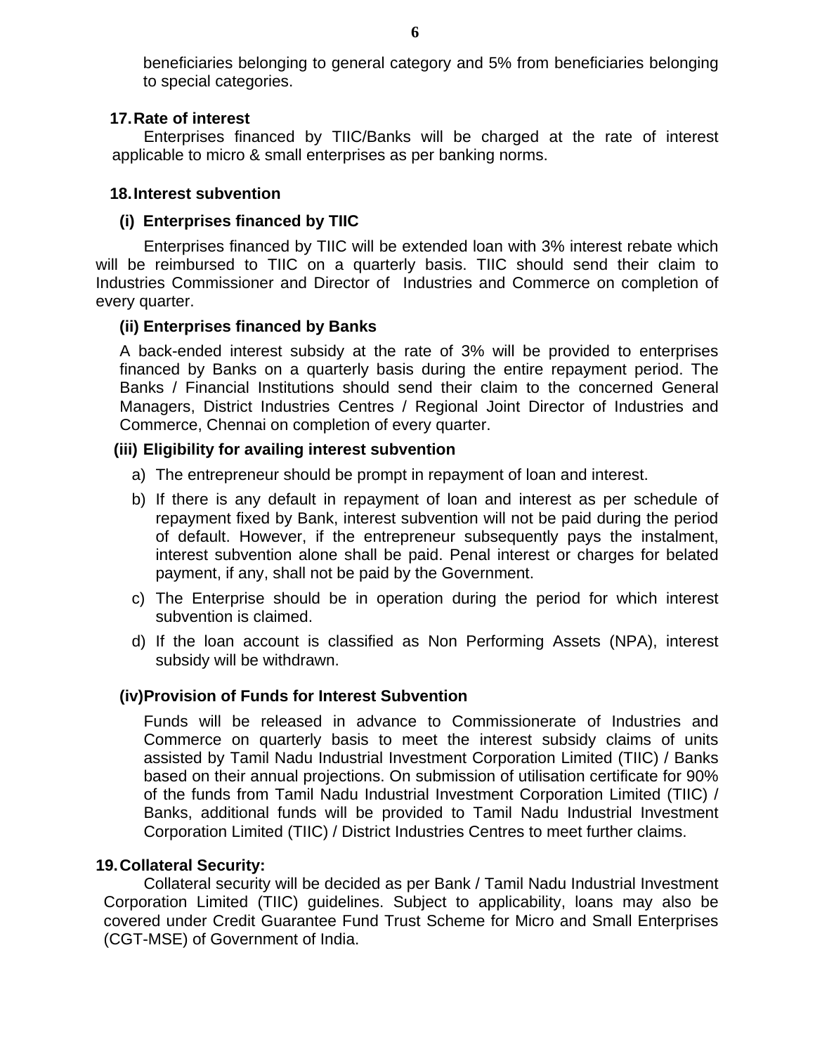beneficiaries belonging to general category and 5% from beneficiaries belonging to special categories.

**17. Rate of interest**

Enterprises financed by TIIC/Banks will be charged at the rate of interest applicable to micro & small enterprises as per banking norms.

**18. Interest subvention**

**(i) Enterprises financed by TIIC**

Enterprises financed by TIIC will be extended loan with 3% interest rebate which will be reimbursed to TIIC on a quarterly basis. TIIC should send their claim to Industries Commissioner and Director of Industries and Commerce on completion of every quarter.

**(ii) Enterprises financed by Banks**

A back-ended interest subsidy at the rate of 3% will be provided to enterprises financed by Banks on a quarterly basis during the entire repayment period. The Banks / Financial Institutions should send their claim to the concerned General Managers, District Industries Centres / Regional Joint Director of Industries and Commerce, Chennai on completion of every quarter.

**(iii) Eligibility for availing interest subvention**

a) The entrepreneur should be prompt in repayment of loan and interest.

b) If there is any default in repayment of loan and interest as per schedule of repayment fixed by Bank, interest subvention will not be paid during the period of default. However, if the entrepreneur subsequently pays the instalment, interest subvention alone shall be paid. Penal interest or charges for belated payment, if any, shall not be paid by the Government.

c) The Enterprise should be in operation during the period for which interest subvention is claimed.

d) If the loan account is classified as Non Performing Assets (NPA), interest subsidy will be withdrawn.

**(iv) Provision of Funds for Interest Subvention**

Funds will be released in advance to Commissionerate of Industries and Commerce on quarterly basis to meet the interest subsidy claims of units assisted by Tamil Nadu Industrial Investment Corporation Limited (TIIC) / Banks based on their annual projections. On submission of utilisation certificate for 90% of the funds from Tamil Nadu Industrial Investment Corporation Limited (TIIC) / Banks, additional funds will be provided to Tamil Nadu Industrial Investment Corporation Limited (TIIC) / District Industries Centres to meet further claims.

**19. Collateral Security:**

Collateral security will be decided as per Bank / Tamil Nadu Industrial Investment Corporation Limited (TIIC) guidelines. Subject to applicability, loans may also be covered under Credit Guarantee Fund Trust Scheme for Micro and Small Enterprises (CGT-MSE) of Government of India.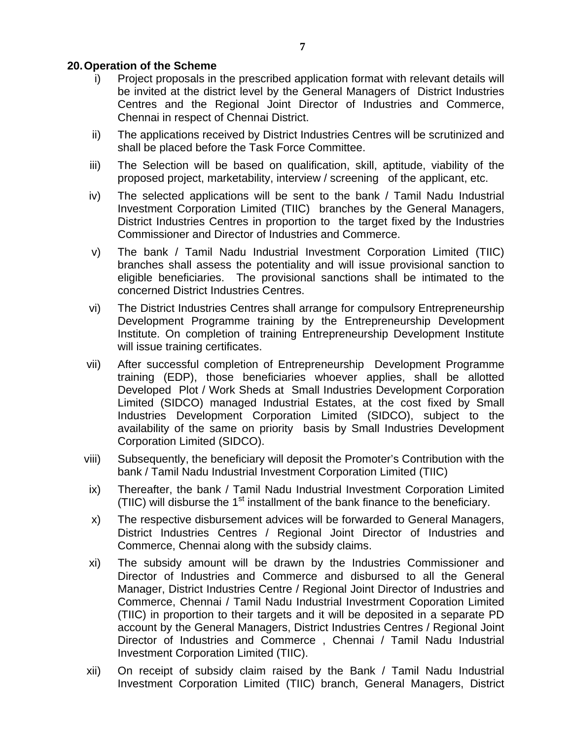## 20. Operation of the Scheme

i) Project proposals in the prescribed application format with relevant details will be invited at the district level by the General Managers of District Industries Centres and the Regional Joint Director of Industries and Commerce, Chennai in respect of Chennai District.

ii) The applications received by District Industries Centres will be scrutinized and shall be placed before the Task Force Committee.

iii) The Selection will be based on qualification, skill, aptitude, viability of the proposed project, marketability, interview / screening of the applicant, etc.

iv) The selected applications will be sent to the bank / Tamil Nadu Industrial Investment Corporation Limited (TIIC) branches by the General Managers, District Industries Centres in proportion to the target fixed by the Industries Commissioner and Director of Industries and Commerce.

v) The bank / Tamil Nadu Industrial Investment Corporation Limited (TIIC) branches shall assess the potentiality and will issue provisional sanction to eligible beneficiaries. The provisional sanctions shall be intimated to the concerned District Industries Centres.

vi) The District Industries Centres shall arrange for compulsory Entrepreneurship Development Programme training by the Entrepreneurship Development Institute. On completion of training Entrepreneurship Development Institute will issue training certificates.

vii) After successful completion of Entrepreneurship Development Programme training (EDP), those beneficiaries whoever applies, shall be allotted Developed Plot / Work Sheds at Small Industries Development Corporation Limited (SIDCO) managed Industrial Estates, at the cost fixed by Small Industries Development Corporation Limited (SIDCO), subject to the availability of the same on priority basis by Small Industries Development Corporation Limited (SIDCO).

viii) Subsequently, the beneficiary will deposit the Promoter's Contribution with the bank / Tamil Nadu Industrial Investment Corporation Limited (TIIC)

ix) Thereafter, the bank / Tamil Nadu Industrial Investment Corporation Limited (TIIC) will disburse the 1st installment of the bank finance to the beneficiary.

x) The respective disbursement advices will be forwarded to General Managers, District Industries Centres / Regional Joint Director of Industries and Commerce, Chennai along with the subsidy claims.

xi) The subsidy amount will be drawn by the Industries Commissioner and Director of Industries and Commerce and disbursed to all the General Manager, District Industries Centre / Regional Joint Director of Industries and Commerce, Chennai / Tamil Nadu Industrial Investrment Coporation Limited (TIIC) in proportion to their targets and it will be deposited in a separate PD account by the General Managers, District Industries Centres / Regional Joint Director of Industries and Commerce , Chennai / Tamil Nadu Industrial Investment Corporation Limited (TIIC).

xii) On receipt of subsidy claim raised by the Bank / Tamil Nadu Industrial Investment Corporation Limited (TIIC) branch, General Managers, District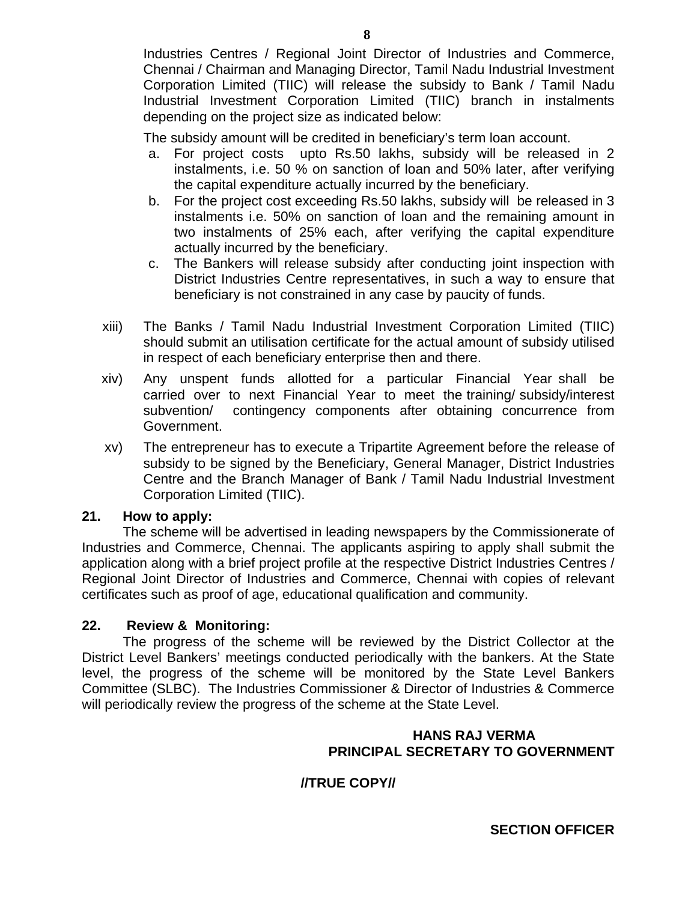Industries Centres / Regional Joint Director of Industries and Commerce, Chennai / Chairman and Managing Director, Tamil Nadu Industrial Investment Corporation Limited (TIIC) will release the subsidy to Bank / Tamil Nadu Industrial Investment Corporation Limited (TIIC) branch in instalments depending on the project size as indicated below:

The subsidy amount will be credited in beneficiary's term loan account.

a. For project costs upto Rs.50 lakhs, subsidy will be released in 2 instalments, i.e. 50 % on sanction of loan and 50% later, after verifying the capital expenditure actually incurred by the beneficiary.
b. For the project cost exceeding Rs.50 lakhs, subsidy will be released in 3 instalments i.e. 50% on sanction of loan and the remaining amount in two instalments of 25% each, after verifying the capital expenditure actually incurred by the beneficiary.
c. The Bankers will release subsidy after conducting joint inspection with District Industries Centre representatives, in such a way to ensure that beneficiary is not constrained in any case by paucity of funds.

xiii) The Banks / Tamil Nadu Industrial Investment Corporation Limited (TIIC) should submit an utilisation certificate for the actual amount of subsidy utilised in respect of each beneficiary enterprise then and there.

xiv) Any unspent funds allotted for a particular Financial Year shall be carried over to next Financial Year to meet the training/ subsidy/interest subvention/ contingency components after obtaining concurrence from Government.

xv) The entrepreneur has to execute a Tripartite Agreement before the release of subsidy to be signed by the Beneficiary, General Manager, District Industries Centre and the Branch Manager of Bank / Tamil Nadu Industrial Investment Corporation Limited (TIIC).

**21. How to apply:**

The scheme will be advertised in leading newspapers by the Commissionerate of Industries and Commerce, Chennai. The applicants aspiring to apply shall submit the application along with a brief project profile at the respective District Industries Centres / Regional Joint Director of Industries and Commerce, Chennai with copies of relevant certificates such as proof of age, educational qualification and community.

**22. Review & Monitoring:**

The progress of the scheme will be reviewed by the District Collector at the District Level Bankers' meetings conducted periodically with the bankers. At the State level, the progress of the scheme will be monitored by the State Level Bankers Committee (SLBC). The Industries Commissioner & Director of Industries & Commerce will periodically review the progress of the scheme at the State Level.

**HANS RAJ VERMA**
**PRINCIPAL SECRETARY TO GOVERNMENT**

**//TRUE COPY//**

**SECTION OFFICER**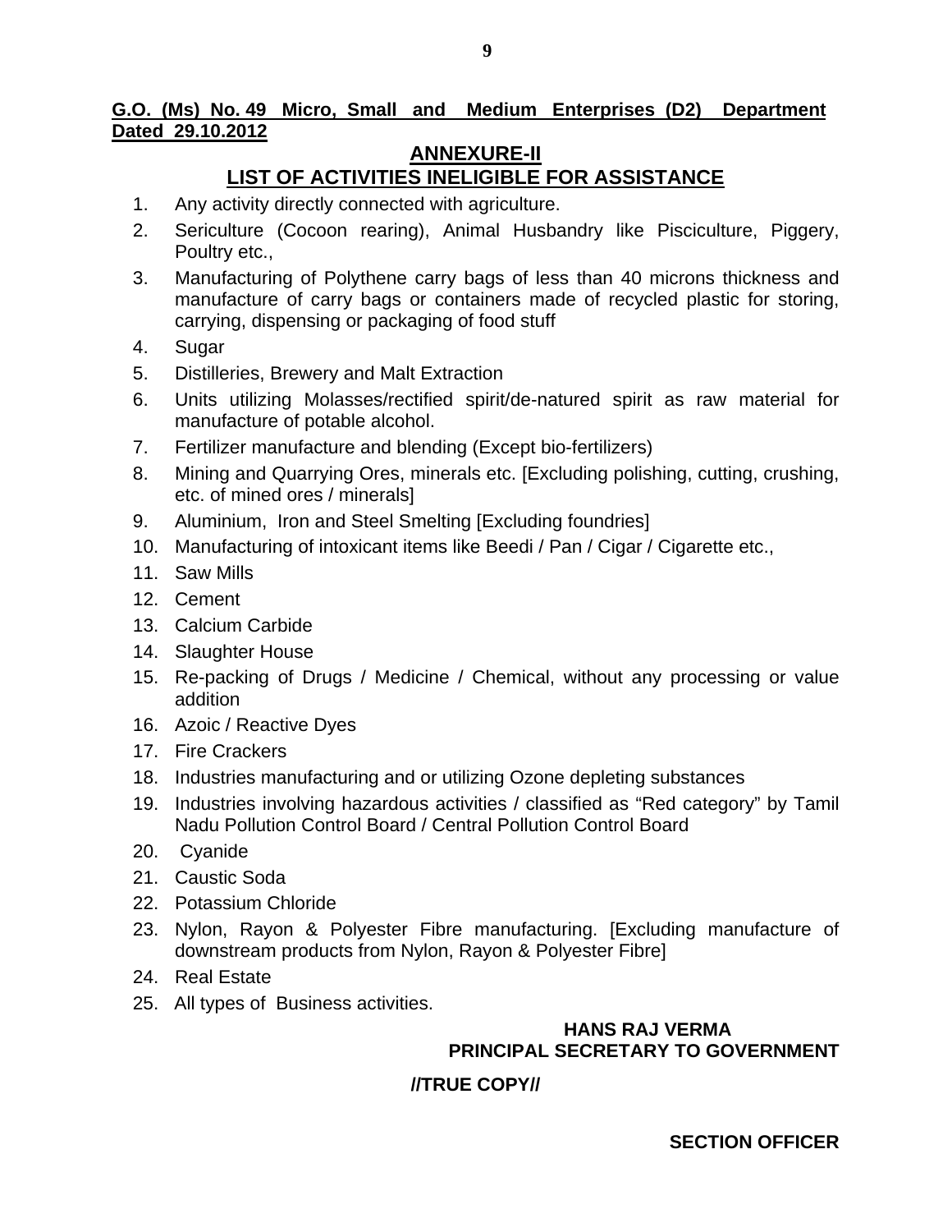**G.O. (Ms) No. 49 Micro, Small and Medium Enterprises (D2) Department Dated 29.10.2012**

## ANNEXURE-II

## LIST OF ACTIVITIES INELIGIBLE FOR ASSISTANCE

1. Any activity directly connected with agriculture.
2. Sericulture (Cocoon rearing), Animal Husbandry like Pisciculture, Piggery, Poultry etc.,
3. Manufacturing of Polythene carry bags of less than 40 microns thickness and manufacture of carry bags or containers made of recycled plastic for storing, carrying, dispensing or packaging of food stuff
4. Sugar
5. Distilleries, Brewery and Malt Extraction
6. Units utilizing Molasses/rectified spirit/de-natured spirit as raw material for manufacture of potable alcohol.
7. Fertilizer manufacture and blending (Except bio-fertilizers)
8. Mining and Quarrying Ores, minerals etc. [Excluding polishing, cutting, crushing, etc. of mined ores / minerals]
9. Aluminium, Iron and Steel Smelting [Excluding foundries]
10. Manufacturing of intoxicant items like Beedi / Pan / Cigar / Cigarette etc.,
11. Saw Mills
12. Cement
13. Calcium Carbide
14. Slaughter House
15. Re-packing of Drugs / Medicine / Chemical, without any processing or value addition
16. Azoic / Reactive Dyes
17. Fire Crackers
18. Industries manufacturing and or utilizing Ozone depleting substances
19. Industries involving hazardous activities / classified as "Red category" by Tamil Nadu Pollution Control Board / Central Pollution Control Board
20. Cyanide
21. Caustic Soda
22. Potassium Chloride
23. Nylon, Rayon & Polyester Fibre manufacturing. [Excluding manufacture of downstream products from Nylon, Rayon & Polyester Fibre]
24. Real Estate
25. All types of Business activities.

**HANS RAJ VERMA**
**PRINCIPAL SECRETARY TO GOVERNMENT**

**//TRUE COPY//**

**SECTION OFFICER**